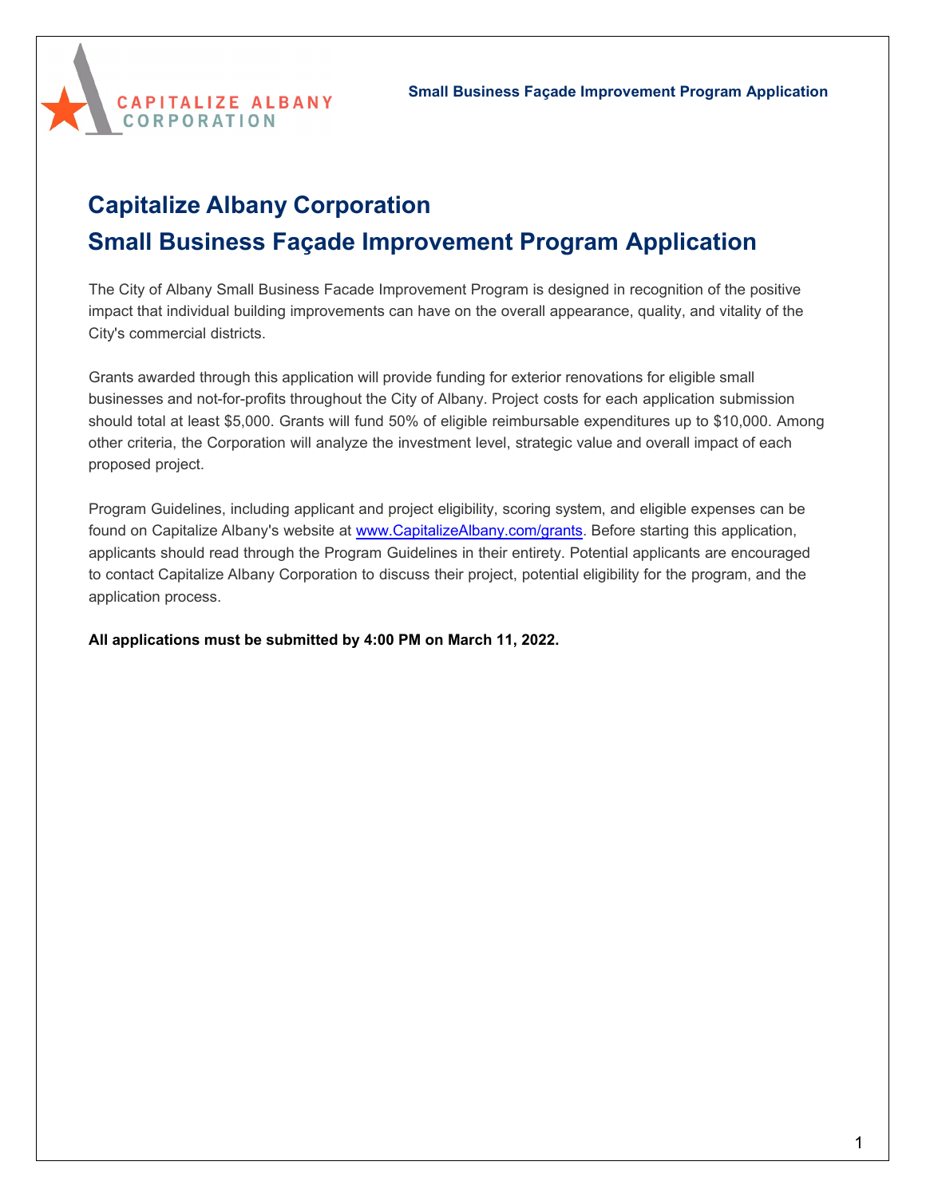# Capitalize Albany Corporation

# Small Business Façade Improvement Program Application

The City of Albany Small Business Facade Improvement Program is designed in recognition of the positive impact that individual building improvements can have on the overall appearance, quality, and vitality of the City's commercial districts.

Grants awarded through this application will provide funding for exterior renovations for eligible small businesses and not-for-profits throughout the City of Albany. Project costs for each application submission should total at least $5,000. Grants will fund 50% of eligible reimbursable expenditures up to $10,000. Among other criteria, the Corporation will analyze the investment level, strategic value and overall impact of each proposed project.

Program Guidelines, including applicant and project eligibility, scoring system, and eligible expenses can be found on Capitalize Albany's website at [www.CapitalizeAlbany.com/grants](www.CapitalizeAlbany.com/grants). Before starting this application, applicants should read through the Program Guidelines in their entirety. Potential applicants are encouraged to contact Capitalize Albany Corporation to discuss their project, potential eligibility for the program, and the application process.

**All applications must be submitted by 4:00 PM on March 11, 2022.**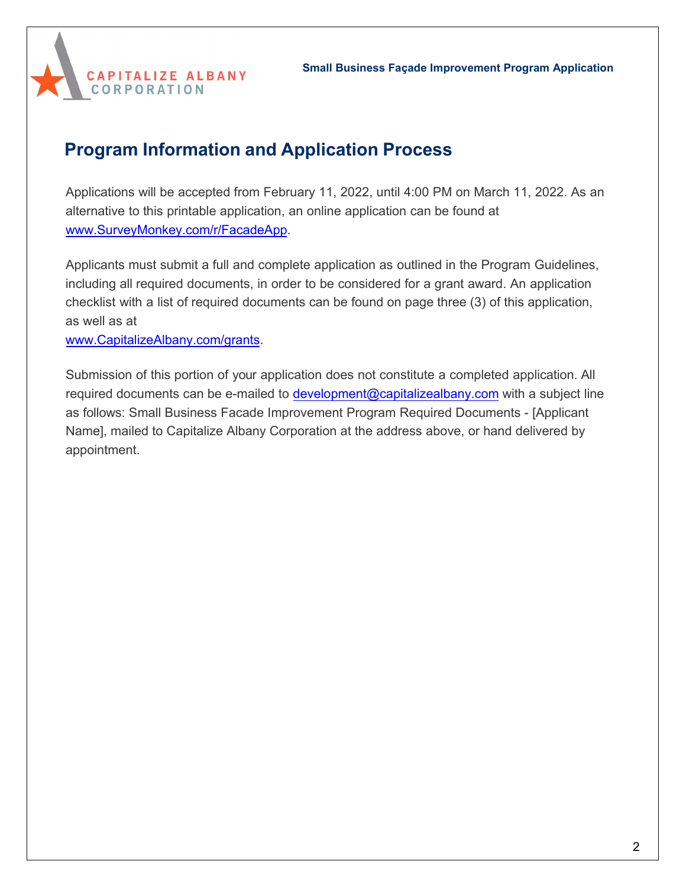## Program Information and Application Process

Applications will be accepted from February 11, 2022, until 4:00 PM on March 11, 2022. As an alternative to this printable application, an online application can be found at www.SurveyMonkey.com/r/FacadeApp.

Applicants must submit a full and complete application as outlined in the Program Guidelines, including all required documents, in order to be considered for a grant award. An application checklist with a list of required documents can be found on page three (3) of this application, as well as at www.CapitalizeAlbany.com/grants.

Submission of this portion of your application does not constitute a completed application. All required documents can be e-mailed to development@capitalizealbany.com with a subject line as follows: Small Business Facade Improvement Program Required Documents - [Applicant Name], mailed to Capitalize Albany Corporation at the address above, or hand delivered by appointment.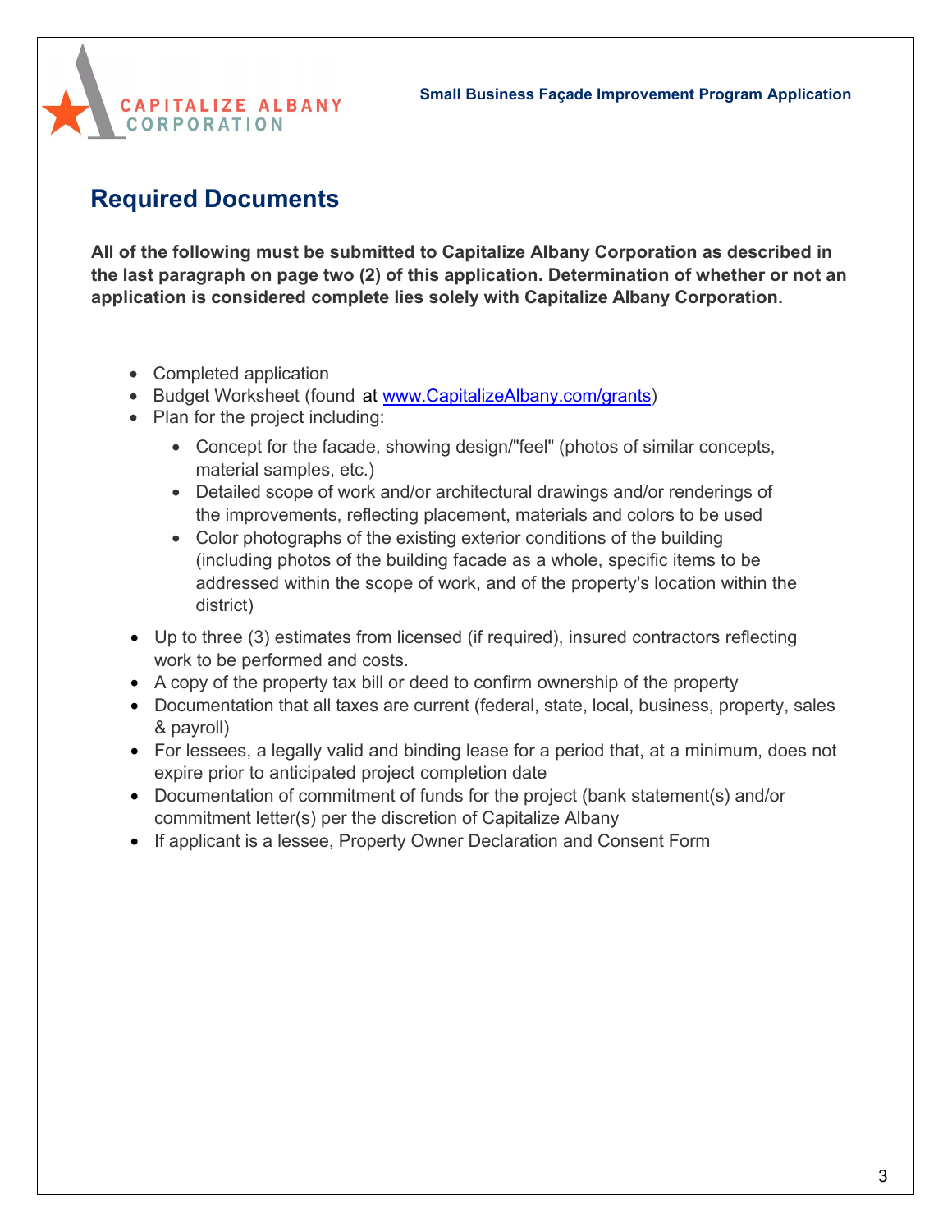## Required Documents

**All of the following must be submitted to Capitalize Albany Corporation as described in the last paragraph on page two (2) of this application. Determination of whether or not an application is considered complete lies solely with Capitalize Albany Corporation.**

- Completed application
- Budget Worksheet (found at www.CapitalizeAlbany.com/grants)
- Plan for the project including:
  - Concept for the facade, showing design/"feel" (photos of similar concepts, material samples, etc.)
  - Detailed scope of work and/or architectural drawings and/or renderings of the improvements, reflecting placement, materials and colors to be used
  - Color photographs of the existing exterior conditions of the building (including photos of the building facade as a whole, specific items to be addressed within the scope of work, and of the property's location within the district)
- Up to three (3) estimates from licensed (if required), insured contractors reflecting work to be performed and costs.
- A copy of the property tax bill or deed to confirm ownership of the property
- Documentation that all taxes are current (federal, state, local, business, property, sales & payroll)
- For lessees, a legally valid and binding lease for a period that, at a minimum, does not expire prior to anticipated project completion date
- Documentation of commitment of funds for the project (bank statement(s) and/or commitment letter(s) per the discretion of Capitalize Albany
- If applicant is a lessee, Property Owner Declaration and Consent Form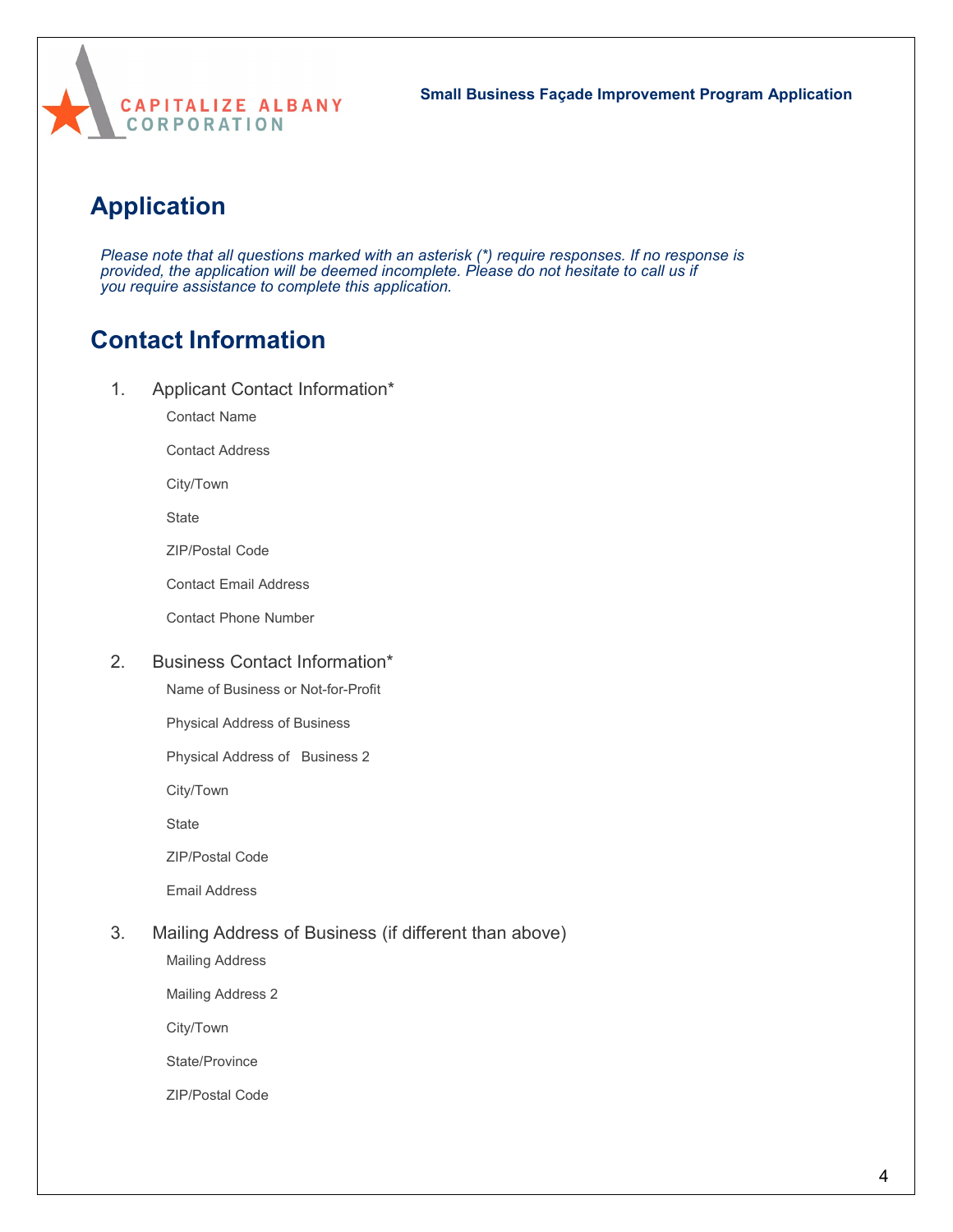## Application

*Please note that all questions marked with an asterisk (*) require responses. If no response is provided, the application will be deemed incomplete. Please do not hesitate to call us if you require assistance to complete this application.*

## Contact Information

1. Applicant Contact Information*

   Contact Name

   Contact Address

   City/Town

   State

   ZIP/Postal Code

   Contact Email Address

   Contact Phone Number

2. Business Contact Information*

   Name of Business or Not-for-Profit

   Physical Address of Business

   Physical Address of Business 2

   City/Town

   State

   ZIP/Postal Code

   Email Address

3. Mailing Address of Business (if different than above)

   Mailing Address

   Mailing Address 2

   City/Town

   State/Province

   ZIP/Postal Code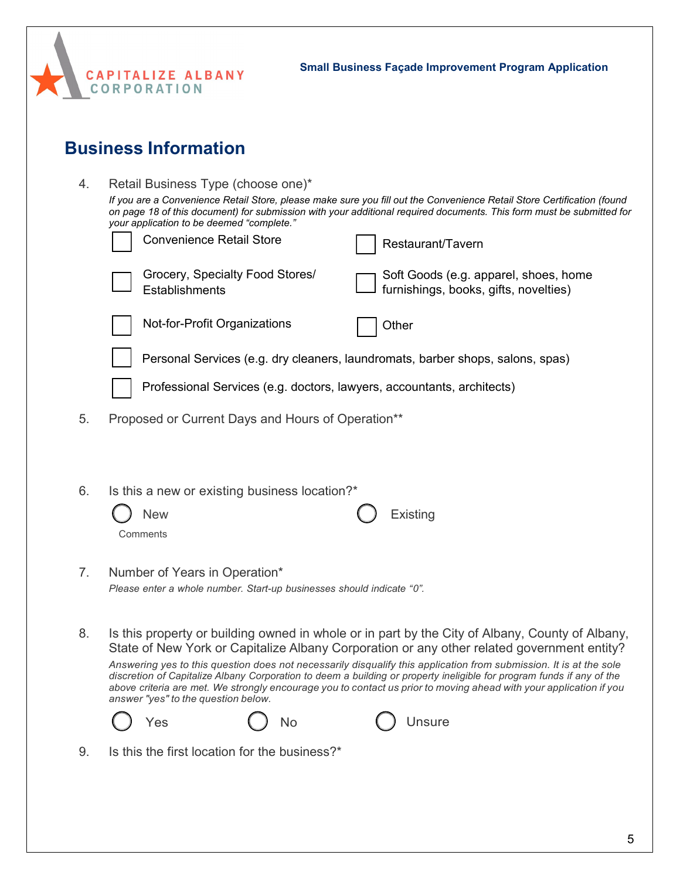## Business Information

4. Retail Business Type (choose one)*

   *If you are a Convenience Retail Store, please make sure you fill out the Convenience Retail Store Certification (found on page 18 of this document) for submission with your additional required documents. This form must be submitted for your application to be deemed "complete."*

   - ☐ Convenience Retail Store
   - ☐ Restaurant/Tavern
   - ☐ Grocery, Specialty Food Stores/ Establishments
   - ☐ Soft Goods (e.g. apparel, shoes, home furnishings, books, gifts, novelties)
   - ☐ Not-for-Profit Organizations
   - ☐ Other
   - ☐ Personal Services (e.g. dry cleaners, laundromats, barber shops, salons, spas)
   - ☐ Professional Services (e.g. doctors, lawyers, accountants, architects)

5. Proposed or Current Days and Hours of Operation**

6. Is this a new or existing business location?*

   ○ New ○ Existing

   Comments

7. Number of Years in Operation*

   *Please enter a whole number. Start-up businesses should indicate "0".*

8. Is this property or building owned in whole or in part by the City of Albany, County of Albany, State of New York or Capitalize Albany Corporation or any other related government entity?

   *Answering yes to this question does not necessarily disqualify this application from submission. It is at the sole discretion of Capitalize Albany Corporation to deem a building or property ineligible for program funds if any of the above criteria are met. We strongly encourage you to contact us prior to moving ahead with your application if you answer "yes" to the question below.*

   ○ Yes ○ No ○ Unsure

9. Is this the first location for the business?*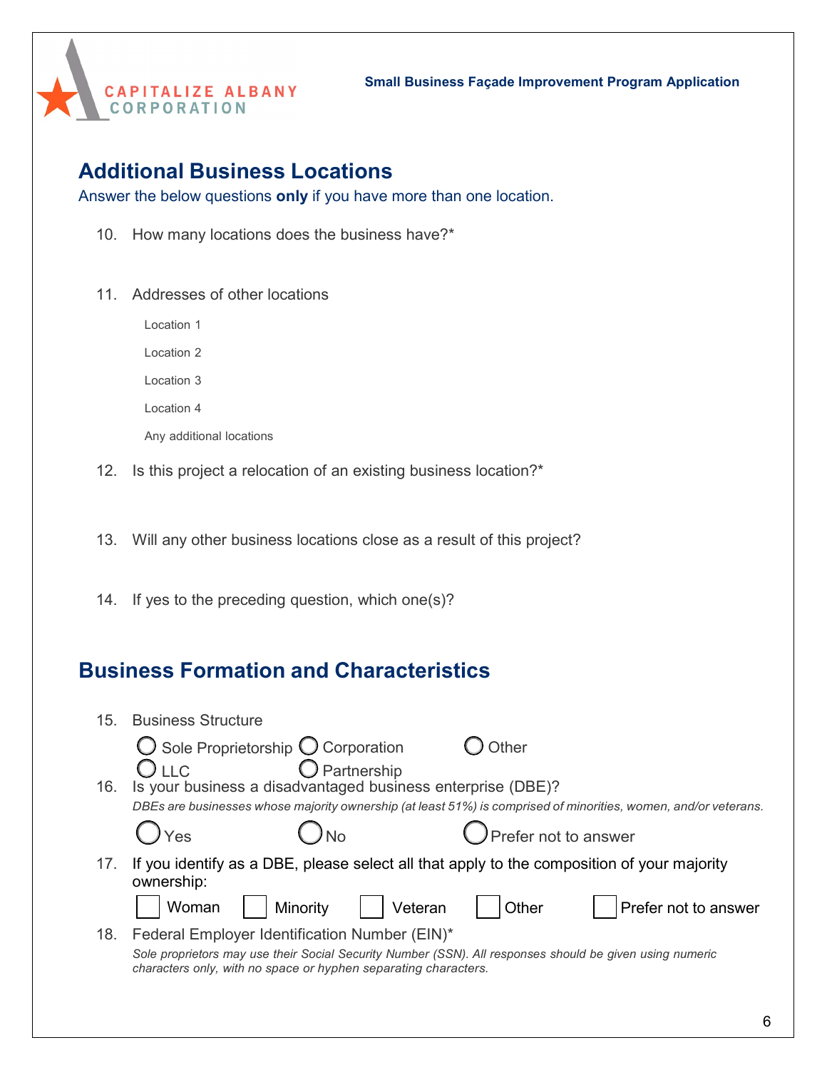## Additional Business Locations

Answer the below questions **only** if you have more than one location.

10. How many locations does the business have?*

11. Addresses of other locations

    Location 1

    Location 2

    Location 3

    Location 4

    Any additional locations

12. Is this project a relocation of an existing business location?*

13. Will any other business locations close as a result of this project?

14. If yes to the preceding question, which one(s)?

## Business Formation and Characteristics

15. Business Structure

    ○ Sole Proprietorship ○ Corporation ○ Other
    ○ LLC ○ Partnership

16. Is your business a disadvantaged business enterprise (DBE)?

    *DBEs are businesses whose majority ownership (at least 51%) is comprised of minorities, women, and/or veterans.*

    ○ Yes ○ No ○ Prefer not to answer

17. If you identify as a DBE, please select all that apply to the composition of your majority ownership:

    ☐ Woman ☐ Minority ☐ Veteran ☐ Other ☐ Prefer not to answer

18. Federal Employer Identification Number (EIN)*

    *Sole proprietors may use their Social Security Number (SSN). All responses should be given using numeric characters only, with no space or hyphen separating characters.*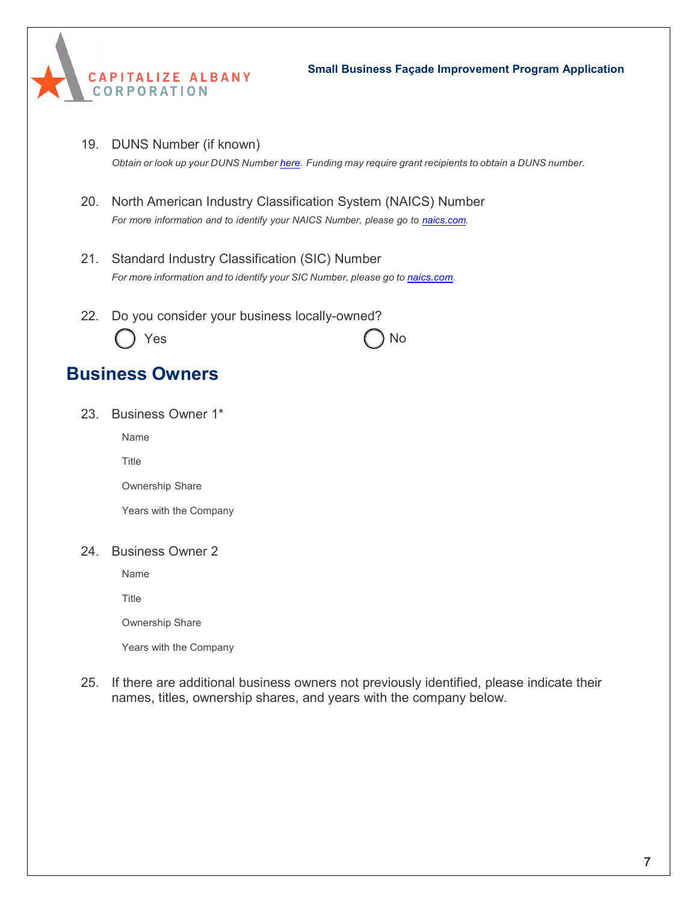19. DUNS Number (if known)
    *Obtain or look up your DUNS Number [here](). Funding may require grant recipients to obtain a DUNS number.*

20. North American Industry Classification System (NAICS) Number
    *For more information and to identify your NAICS Number, please go to [naics.com]().*

21. Standard Industry Classification (SIC) Number
    *For more information and to identify your SIC Number, please go to [naics.com]().*

22. Do you consider your business locally-owned?
    ◯ Yes ◯ No

## Business Owners

23. Business Owner 1*
    - Name
    - Title
    - Ownership Share
    - Years with the Company

24. Business Owner 2
    - Name
    - Title
    - Ownership Share
    - Years with the Company

25. If there are additional business owners not previously identified, please indicate their names, titles, ownership shares, and years with the company below.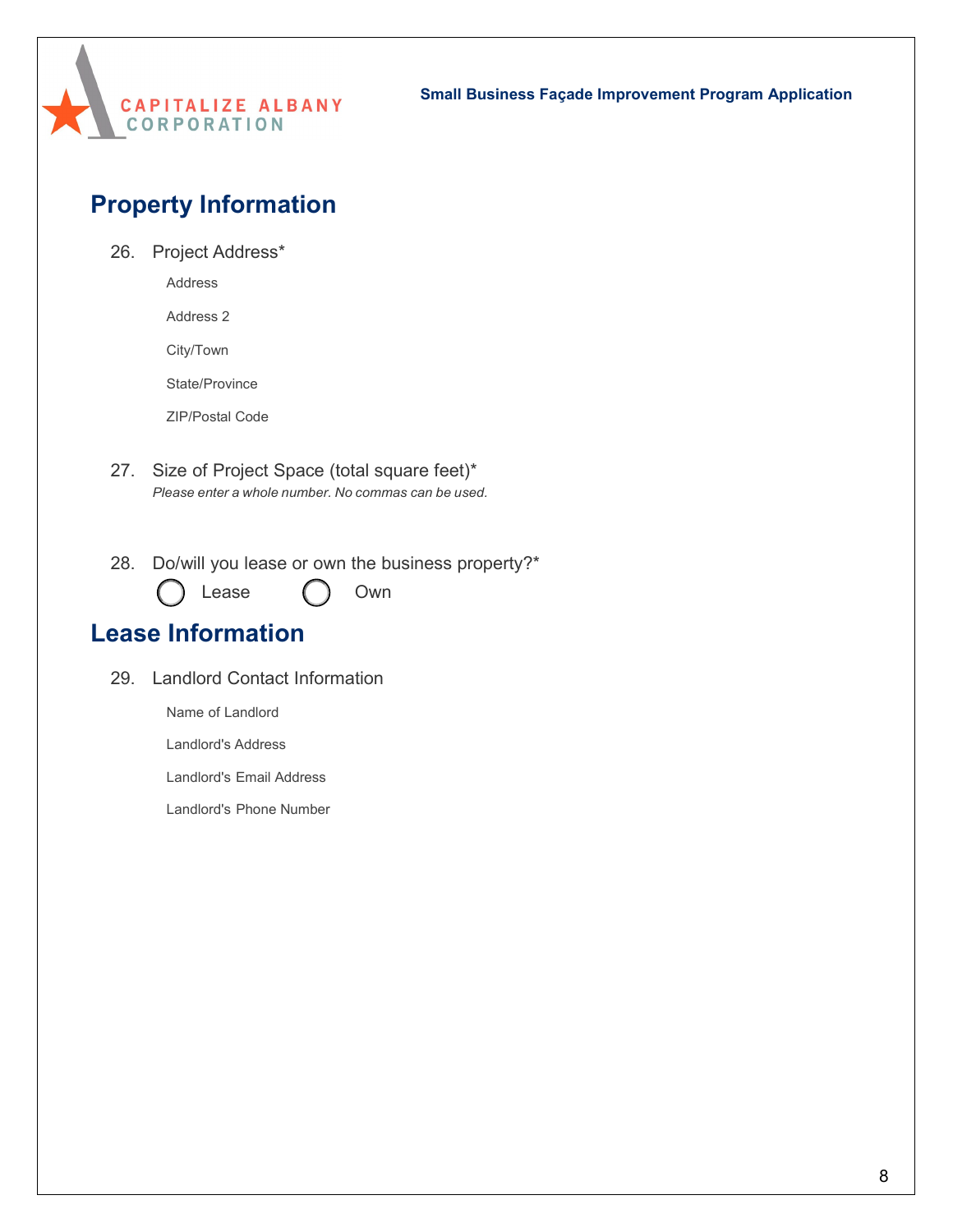## Property Information

26. Project Address*

    Address

    Address 2

    City/Town

    State/Province

    ZIP/Postal Code

27. Size of Project Space (total square feet)*
    *Please enter a whole number. No commas can be used.*

28. Do/will you lease or own the business property?*

    ◯ Lease ◯ Own

## Lease Information

29. Landlord Contact Information

    Name of Landlord

    Landlord's Address

    Landlord's Email Address

    Landlord's Phone Number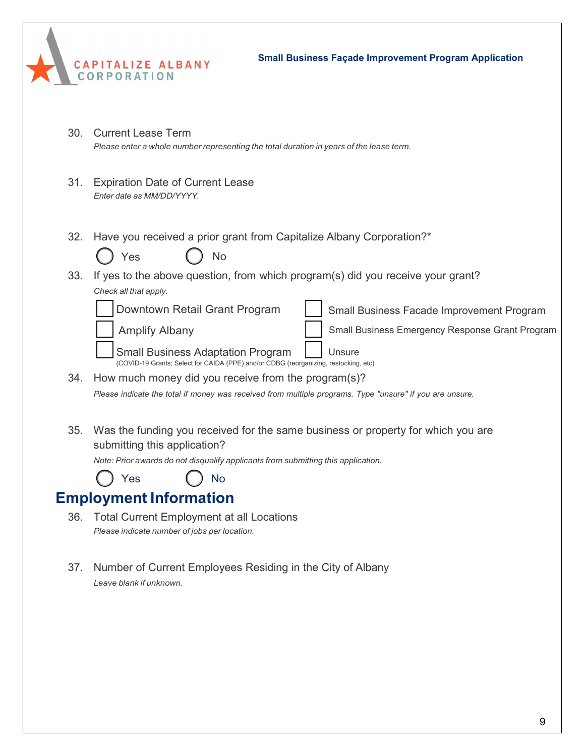30. Current Lease Term

    *Please enter a whole number representing the total duration in years of the lease term.*

31. Expiration Date of Current Lease

    *Enter date as MM/DD/YYYY.*

32. Have you received a prior grant from Capitalize Albany Corporation?*

    ◯ Yes ◯ No

33. If yes to the above question, from which program(s) did you receive your grant?

    *Check all that apply.*

    - ☐ Downtown Retail Grant Program
    - ☐ Amplify Albany
    - ☐ Small Business Adaptation Program (COVID-19 Grants; Select for CAIDA (PPE) and/or CDBG (reorganizing, restocking, etc)
    - ☐ Small Business Facade Improvement Program
    - ☐ Small Business Emergency Response Grant Program
    - ☐ Unsure

34. How much money did you receive from the program(s)?

    *Please indicate the total if money was received from multiple programs. Type "unsure" if you are unsure.*

35. Was the funding you received for the same business or property for which you are submitting this application?

    *Note: Prior awards do not disqualify applicants from submitting this application.*

    ◯ Yes ◯ No

## Employment Information

36. Total Current Employment at all Locations

    *Please indicate number of jobs per location.*

37. Number of Current Employees Residing in the City of Albany

    *Leave blank if unknown.*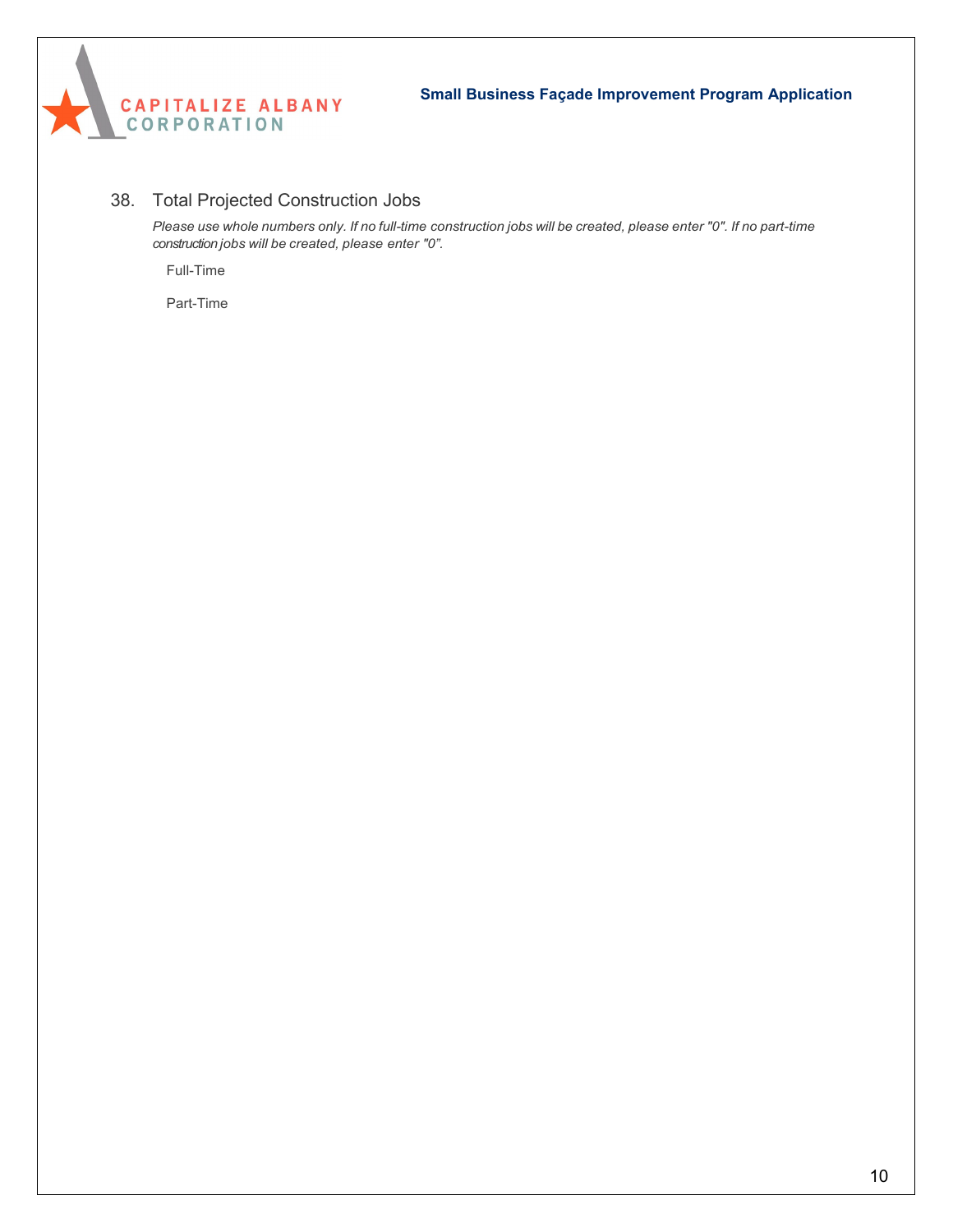38. Total Projected Construction Jobs

*Please use whole numbers only. If no full-time construction jobs will be created, please enter "0". If no part-time construction jobs will be created, please enter "0".*

Full-Time

Part-Time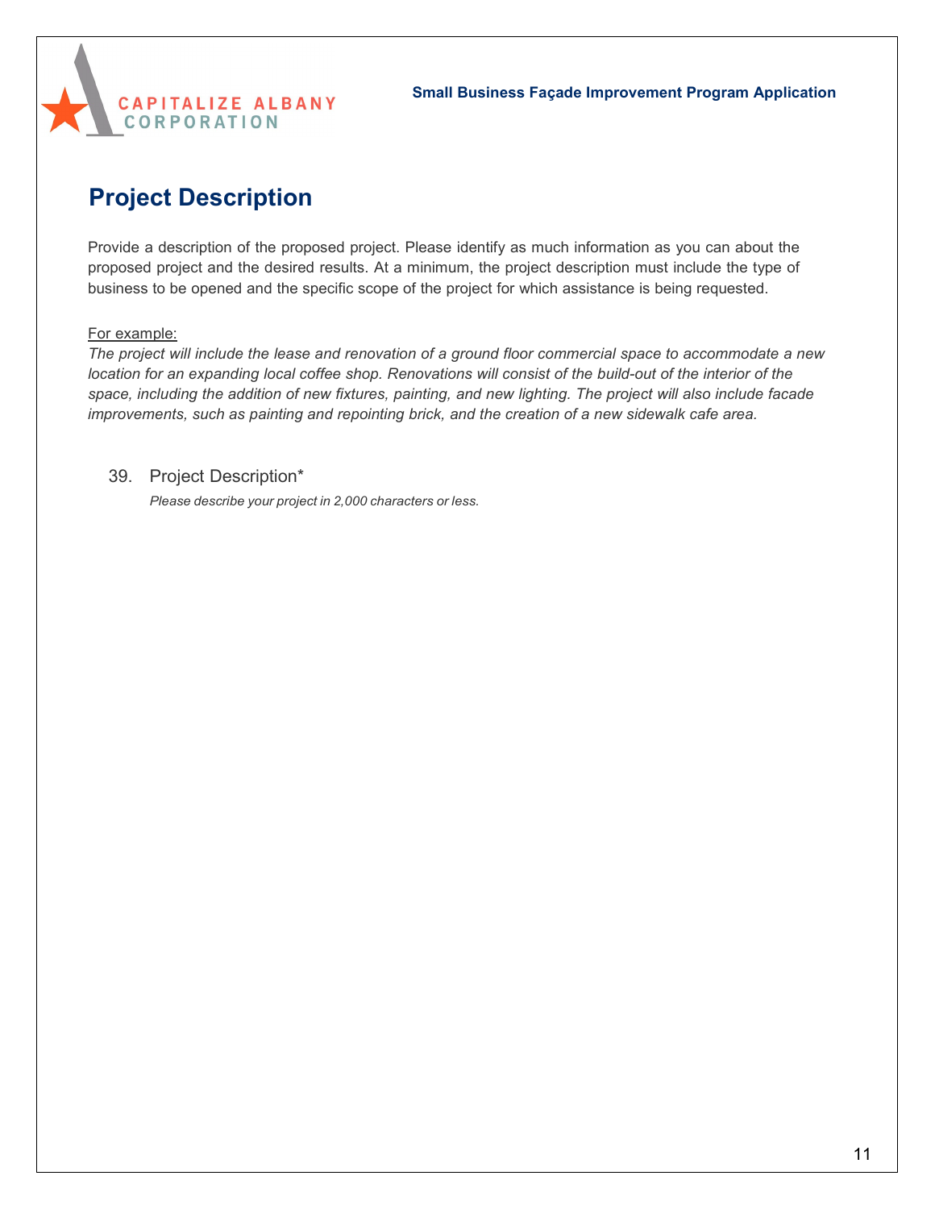# Project Description

Provide a description of the proposed project. Please identify as much information as you can about the proposed project and the desired results. At a minimum, the project description must include the type of business to be opened and the specific scope of the project for which assistance is being requested.

For example:

*The project will include the lease and renovation of a ground floor commercial space to accommodate a new location for an expanding local coffee shop. Renovations will consist of the build-out of the interior of the space, including the addition of new fixtures, painting, and new lighting. The project will also include facade improvements, such as painting and repointing brick, and the creation of a new sidewalk cafe area.*

39. Project Description*

    *Please describe your project in 2,000 characters or less.*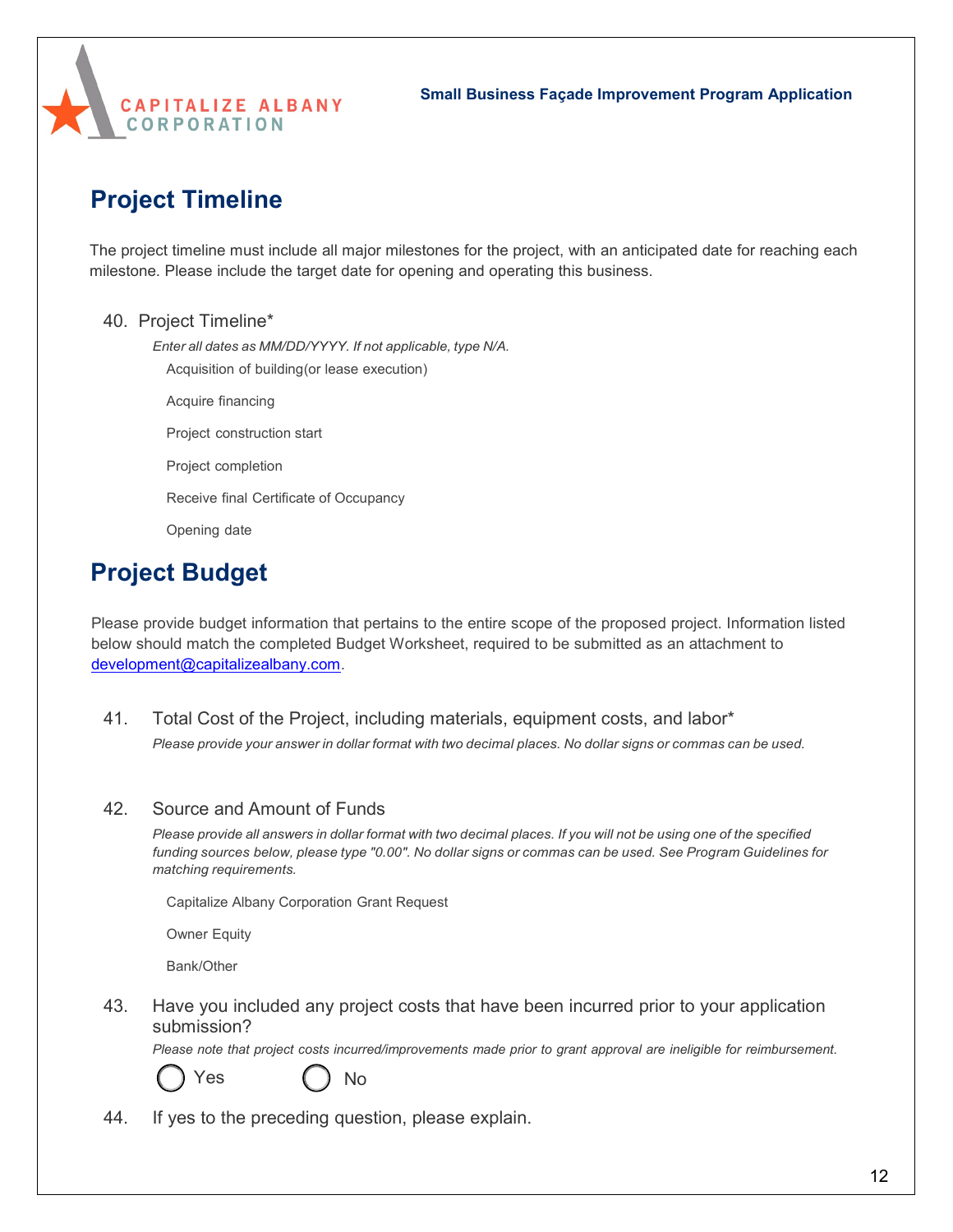## Project Timeline

The project timeline must include all major milestones for the project, with an anticipated date for reaching each milestone. Please include the target date for opening and operating this business.

40. Project Timeline*

*Enter all dates as MM/DD/YYYY. If not applicable, type N/A.*

Acquisition of building(or lease execution)

Acquire financing

Project construction start

Project completion

Receive final Certificate of Occupancy

Opening date

## Project Budget

Please provide budget information that pertains to the entire scope of the proposed project. Information listed below should match the completed Budget Worksheet, required to be submitted as an attachment to development@capitalizealbany.com.

41. Total Cost of the Project, including materials, equipment costs, and labor*

*Please provide your answer in dollar format with two decimal places. No dollar signs or commas can be used.*

42. Source and Amount of Funds

*Please provide all answers in dollar format with two decimal places. If you will not be using one of the specified funding sources below, please type "0.00". No dollar signs or commas can be used. See Program Guidelines for matching requirements.*

Capitalize Albany Corporation Grant Request

Owner Equity

Bank/Other

43. Have you included any project costs that have been incurred prior to your application submission?

*Please note that project costs incurred/improvements made prior to grant approval are ineligible for reimbursement.*

◯ Yes ◯ No

44. If yes to the preceding question, please explain.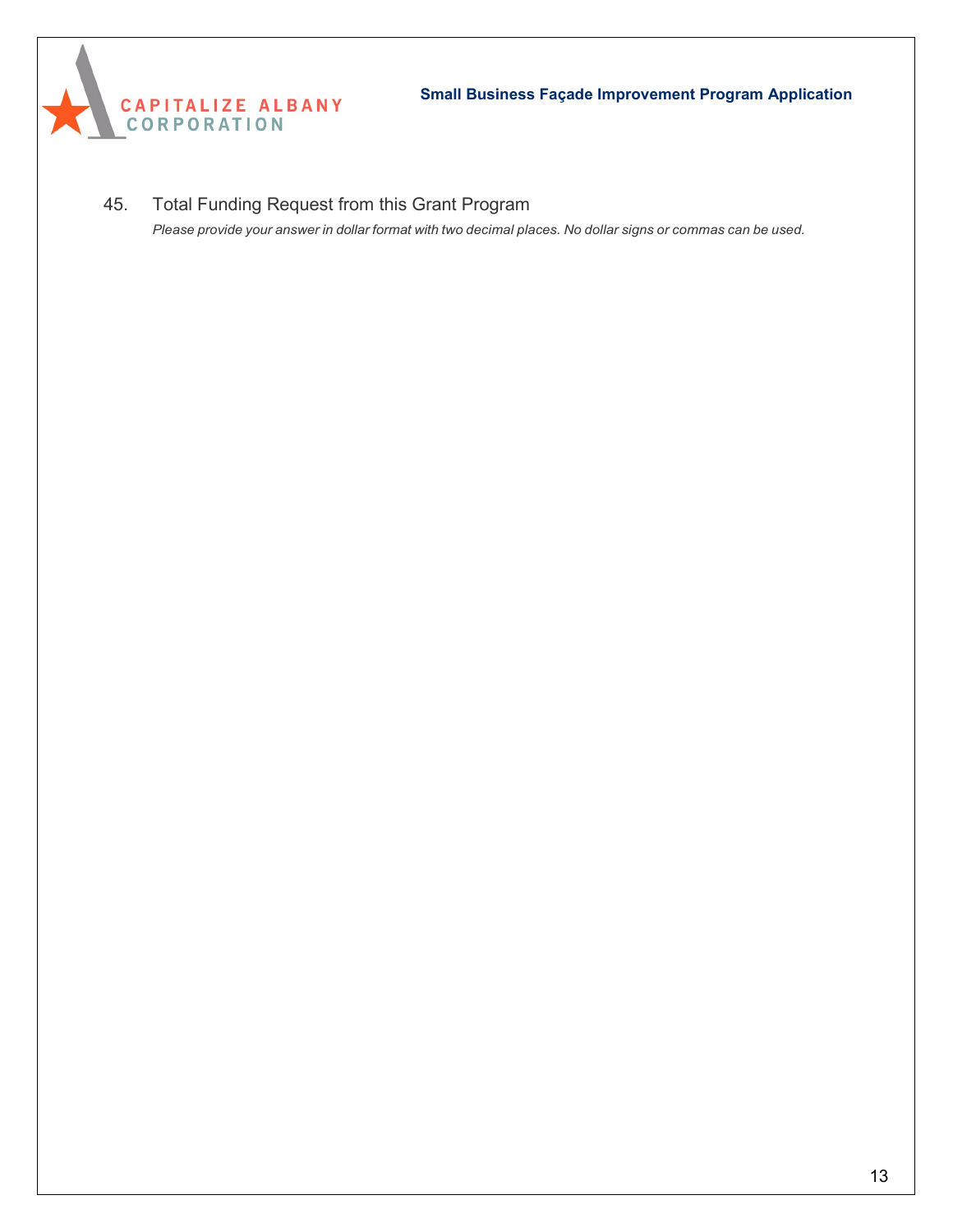45. Total Funding Request from this Grant Program

*Please provide your answer in dollar format with two decimal places. No dollar signs or commas can be used.*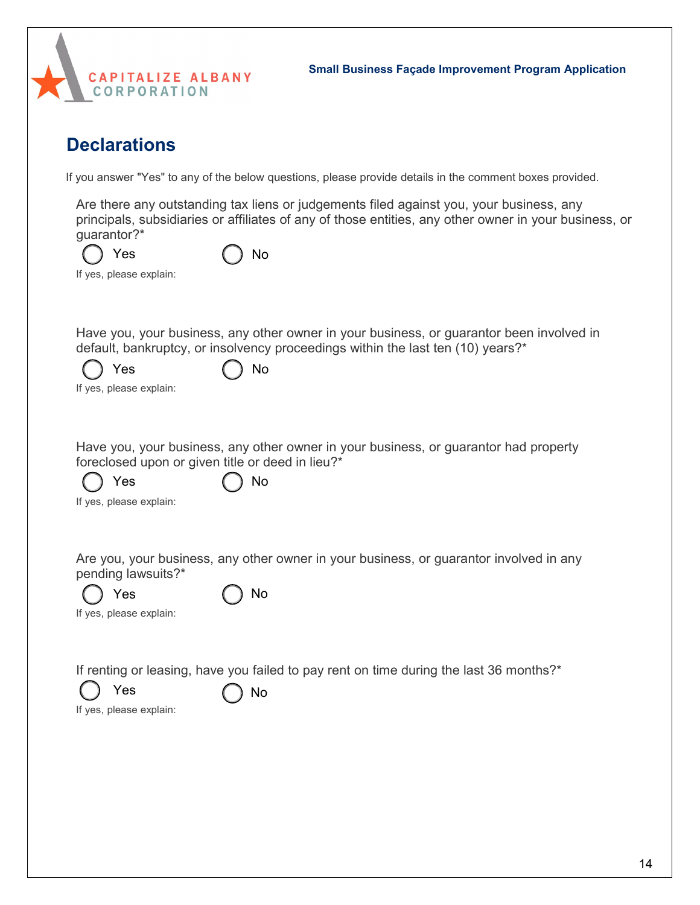## Declarations

If you answer "Yes" to any of the below questions, please provide details in the comment boxes provided.

Are there any outstanding tax liens or judgements filed against you, your business, any principals, subsidiaries or affiliates of any of those entities, any other owner in your business, or guarantor?*

◯ Yes ◯ No

If yes, please explain:

Have you, your business, any other owner in your business, or guarantor been involved in default, bankruptcy, or insolvency proceedings within the last ten (10) years?*

◯ Yes ◯ No

If yes, please explain:

Have you, your business, any other owner in your business, or guarantor had property foreclosed upon or given title or deed in lieu?*

◯ Yes ◯ No

If yes, please explain:

Are you, your business, any other owner in your business, or guarantor involved in any pending lawsuits?*

◯ Yes ◯ No

If yes, please explain:

If renting or leasing, have you failed to pay rent on time during the last 36 months?*

◯ Yes ◯ No

If yes, please explain: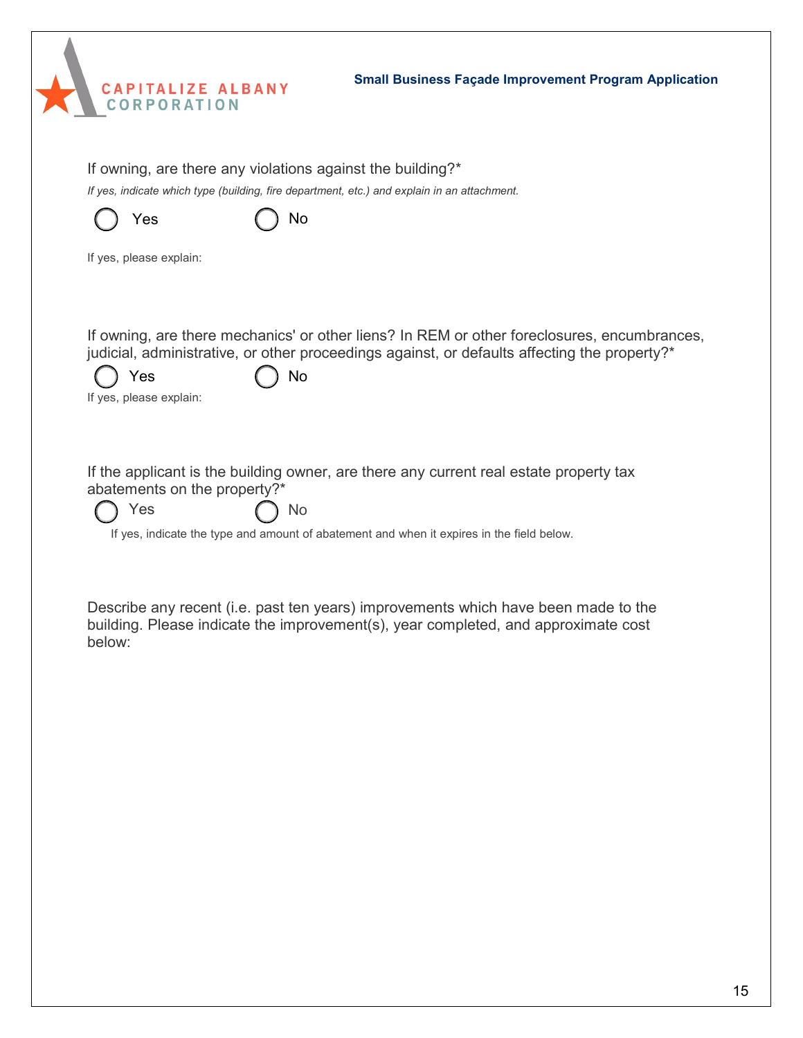If owning, are there any violations against the building?*

*If yes, indicate which type (building, fire department, etc.) and explain in an attachment.*

◯ Yes ◯ No

If yes, please explain:

If owning, are there mechanics' or other liens? In REM or other foreclosures, encumbrances, judicial, administrative, or other proceedings against, or defaults affecting the property?*

◯ Yes ◯ No

If yes, please explain:

If the applicant is the building owner, are there any current real estate property tax abatements on the property?*

◯ Yes ◯ No

If yes, indicate the type and amount of abatement and when it expires in the field below.

Describe any recent (i.e. past ten years) improvements which have been made to the building. Please indicate the improvement(s), year completed, and approximate cost below: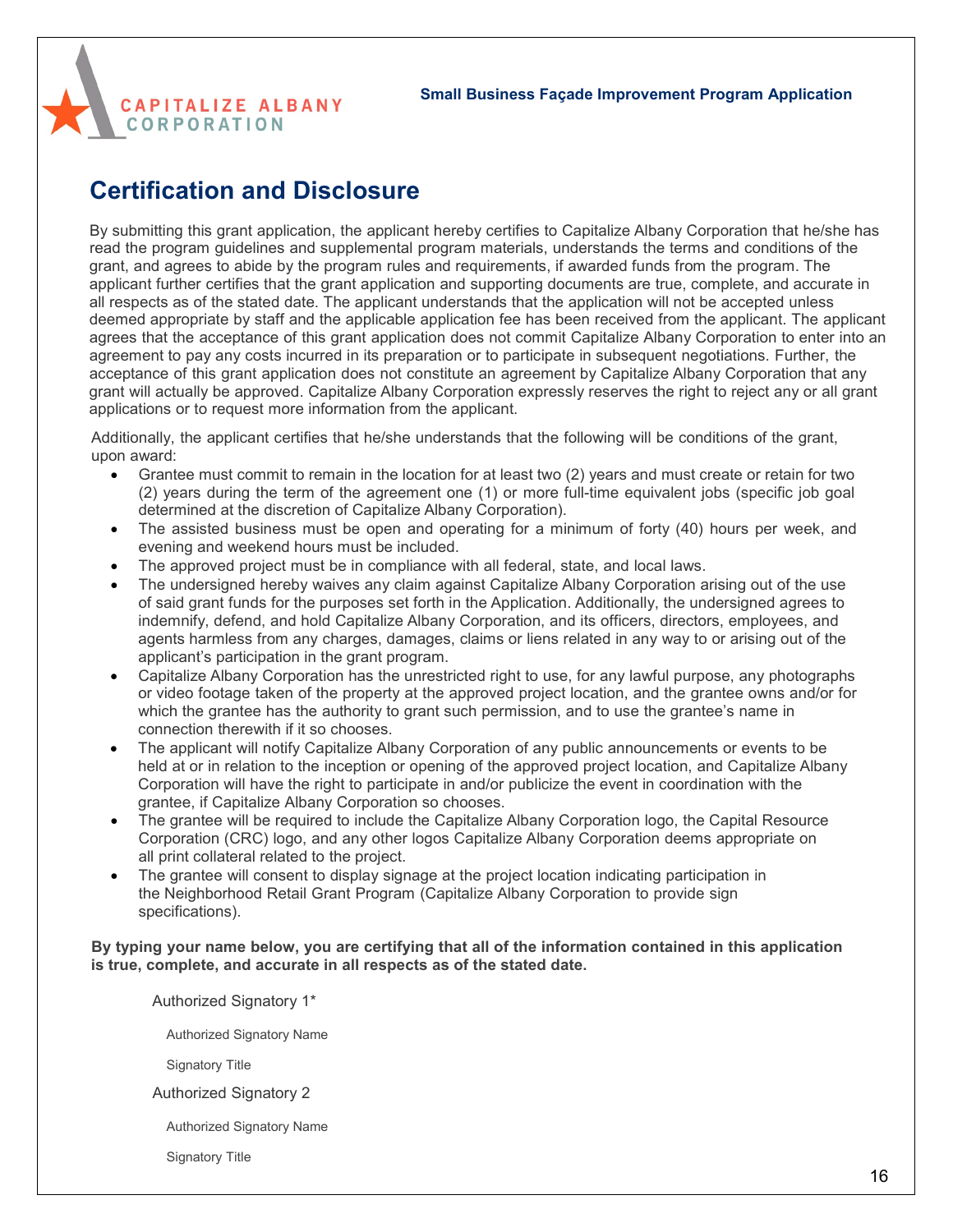## Certification and Disclosure

By submitting this grant application, the applicant hereby certifies to Capitalize Albany Corporation that he/she has read the program guidelines and supplemental program materials, understands the terms and conditions of the grant, and agrees to abide by the program rules and requirements, if awarded funds from the program. The applicant further certifies that the grant application and supporting documents are true, complete, and accurate in all respects as of the stated date. The applicant understands that the application will not be accepted unless deemed appropriate by staff and the applicable application fee has been received from the applicant. The applicant agrees that the acceptance of this grant application does not commit Capitalize Albany Corporation to enter into an agreement to pay any costs incurred in its preparation or to participate in subsequent negotiations. Further, the acceptance of this grant application does not constitute an agreement by Capitalize Albany Corporation that any grant will actually be approved. Capitalize Albany Corporation expressly reserves the right to reject any or all grant applications or to request more information from the applicant.

Additionally, the applicant certifies that he/she understands that the following will be conditions of the grant, upon award:

- Grantee must commit to remain in the location for at least two (2) years and must create or retain for two (2) years during the term of the agreement one (1) or more full-time equivalent jobs (specific job goal determined at the discretion of Capitalize Albany Corporation).
- The assisted business must be open and operating for a minimum of forty (40) hours per week, and evening and weekend hours must be included.
- The approved project must be in compliance with all federal, state, and local laws.
- The undersigned hereby waives any claim against Capitalize Albany Corporation arising out of the use of said grant funds for the purposes set forth in the Application. Additionally, the undersigned agrees to indemnify, defend, and hold Capitalize Albany Corporation, and its officers, directors, employees, and agents harmless from any charges, damages, claims or liens related in any way to or arising out of the applicant's participation in the grant program.
- Capitalize Albany Corporation has the unrestricted right to use, for any lawful purpose, any photographs or video footage taken of the property at the approved project location, and the grantee owns and/or for which the grantee has the authority to grant such permission, and to use the grantee's name in connection therewith if it so chooses.
- The applicant will notify Capitalize Albany Corporation of any public announcements or events to be held at or in relation to the inception or opening of the approved project location, and Capitalize Albany Corporation will have the right to participate in and/or publicize the event in coordination with the grantee, if Capitalize Albany Corporation so chooses.
- The grantee will be required to include the Capitalize Albany Corporation logo, the Capital Resource Corporation (CRC) logo, and any other logos Capitalize Albany Corporation deems appropriate on all print collateral related to the project.
- The grantee will consent to display signage at the project location indicating participation in the Neighborhood Retail Grant Program (Capitalize Albany Corporation to provide sign specifications).

**By typing your name below, you are certifying that all of the information contained in this application is true, complete, and accurate in all respects as of the stated date.**

Authorized Signatory 1*

Authorized Signatory Name

Signatory Title

Authorized Signatory 2

Authorized Signatory Name

Signatory Title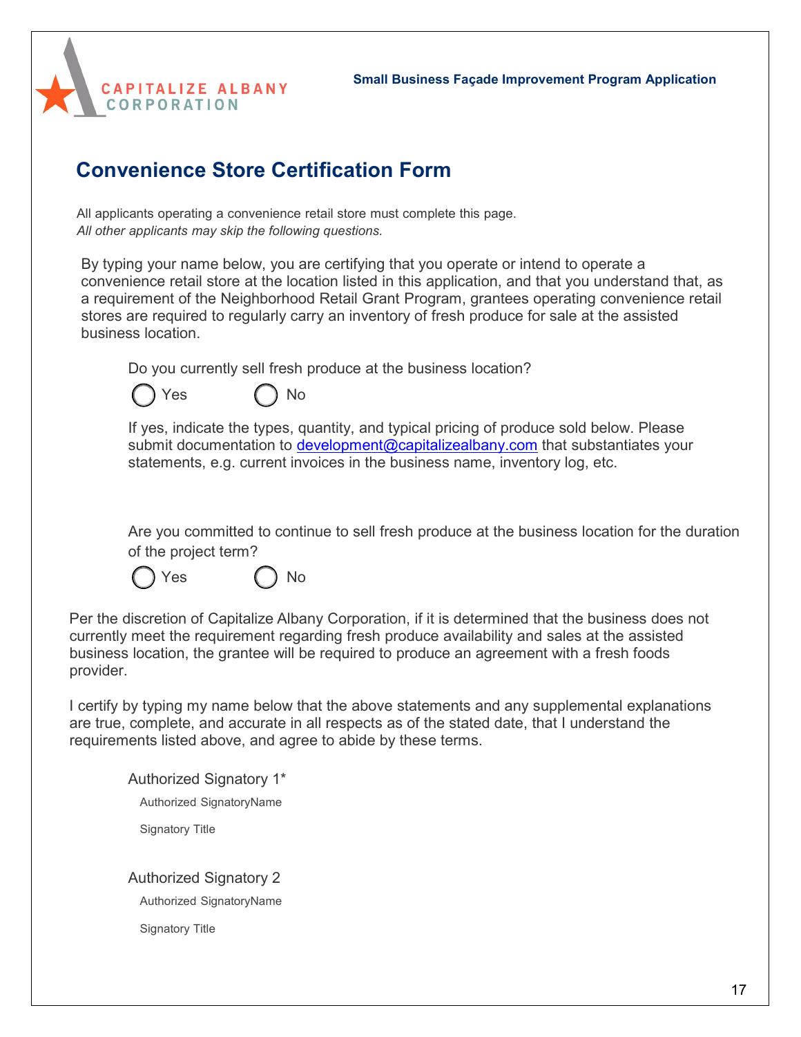# Convenience Store Certification Form

All applicants operating a convenience retail store must complete this page.
*All other applicants may skip the following questions.*

By typing your name below, you are certifying that you operate or intend to operate a convenience retail store at the location listed in this application, and that you understand that, as a requirement of the Neighborhood Retail Grant Program, grantees operating convenience retail stores are required to regularly carry an inventory of fresh produce for sale at the assisted business location.

Do you currently sell fresh produce at the business location?

- ◯ Yes
- ◯ No

If yes, indicate the types, quantity, and typical pricing of produce sold below. Please submit documentation to development@capitalizealbany.com that substantiates your statements, e.g. current invoices in the business name, inventory log, etc.

Are you committed to continue to sell fresh produce at the business location for the duration of the project term?

- ◯ Yes
- ◯ No

Per the discretion of Capitalize Albany Corporation, if it is determined that the business does not currently meet the requirement regarding fresh produce availability and sales at the assisted business location, the grantee will be required to produce an agreement with a fresh foods provider.

I certify by typing my name below that the above statements and any supplemental explanations are true, complete, and accurate in all respects as of the stated date, that I understand the requirements listed above, and agree to abide by these terms.

Authorized Signatory 1*

Authorized SignatoryName

Signatory Title

Authorized Signatory 2

Authorized SignatoryName

Signatory Title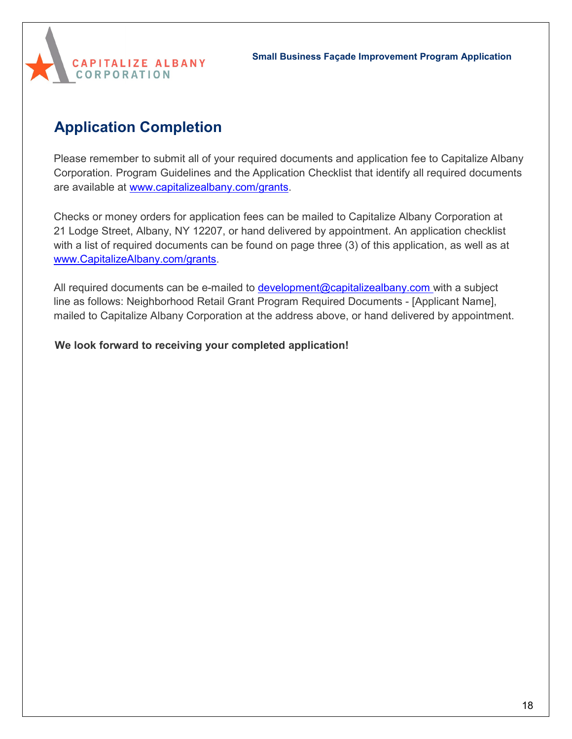## Application Completion

Please remember to submit all of your required documents and application fee to Capitalize Albany Corporation. Program Guidelines and the Application Checklist that identify all required documents are available at www.capitalizealbany.com/grants.

Checks or money orders for application fees can be mailed to Capitalize Albany Corporation at 21 Lodge Street, Albany, NY 12207, or hand delivered by appointment. An application checklist with a list of required documents can be found on page three (3) of this application, as well as at www.CapitalizeAlbany.com/grants.

All required documents can be e-mailed to development@capitalizealbany.com with a subject line as follows: Neighborhood Retail Grant Program Required Documents - [Applicant Name], mailed to Capitalize Albany Corporation at the address above, or hand delivered by appointment.

**We look forward to receiving your completed application!**